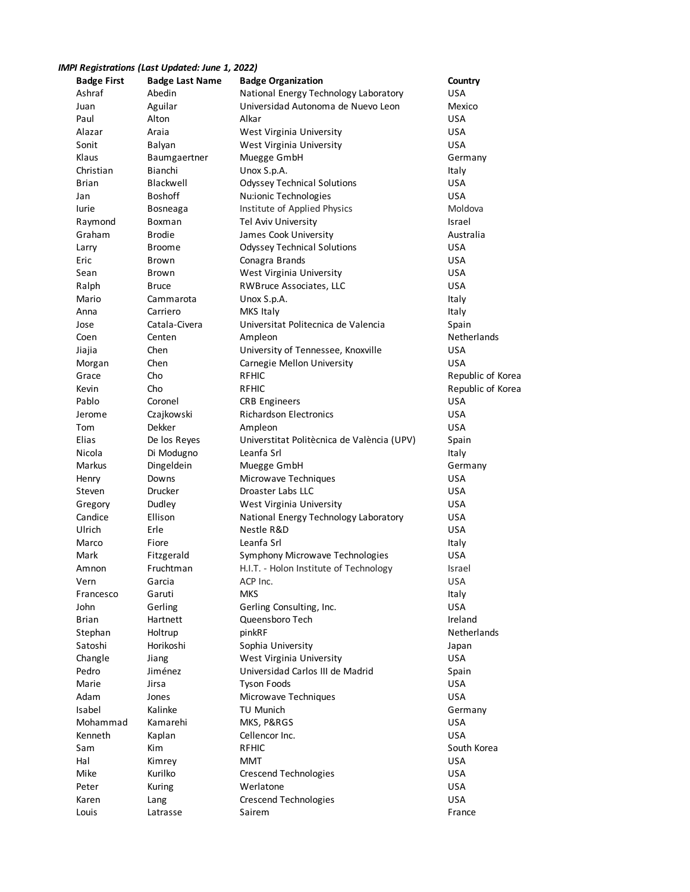***IMPI Registrations (Last Updated: June 1, 2022)***

| Badge First | Badge Last Name | Badge Organization | Country |
|---|---|---|---|
| Ashraf | Abedin | National Energy Technology Laboratory | USA |
| Juan | Aguilar | Universidad Autonoma de Nuevo Leon | Mexico |
| Paul | Alton | Alkar | USA |
| Alazar | Araia | West Virginia University | USA |
| Sonit | Balyan | West Virginia University | USA |
| Klaus | Baumgaertner | Muegge GmbH | Germany |
| Christian | Bianchi | Unox S.p.A. | Italy |
| Brian | Blackwell | Odyssey Technical Solutions | USA |
| Jan | Boshoff | Nu:ionic Technologies | USA |
| Iurie | Bosneaga | Institute of Applied Physics | Moldova |
| Raymond | Boxman | Tel Aviv University | Israel |
| Graham | Brodie | James Cook University | Australia |
| Larry | Broome | Odyssey Technical Solutions | USA |
| Eric | Brown | Conagra Brands | USA |
| Sean | Brown | West Virginia University | USA |
| Ralph | Bruce | RWBruce Associates, LLC | USA |
| Mario | Cammarota | Unox S.p.A. | Italy |
| Anna | Carriero | MKS Italy | Italy |
| Jose | Catala-Civera | Universitat Politecnica de Valencia | Spain |
| Coen | Centen | Ampleon | Netherlands |
| Jiajia | Chen | University of Tennessee, Knoxville | USA |
| Morgan | Chen | Carnegie Mellon University | USA |
| Grace | Cho | RFHIC | Republic of Korea |
| Kevin | Cho | RFHIC | Republic of Korea |
| Pablo | Coronel | CRB Engineers | USA |
| Jerome | Czajkowski | Richardson Electronics | USA |
| Tom | Dekker | Ampleon | USA |
| Elias | De los Reyes | Universtitat Politècnica de València (UPV) | Spain |
| Nicola | Di Modugno | Leanfa Srl | Italy |
| Markus | Dingeldein | Muegge GmbH | Germany |
| Henry | Downs | Microwave Techniques | USA |
| Steven | Drucker | Droaster Labs LLC | USA |
| Gregory | Dudley | West Virginia University | USA |
| Candice | Ellison | National Energy Technology Laboratory | USA |
| Ulrich | Erle | Nestle R&D | USA |
| Marco | Fiore | Leanfa Srl | Italy |
| Mark | Fitzgerald | Symphony Microwave Technologies | USA |
| Amnon | Fruchtman | H.I.T. - Holon Institute of Technology | Israel |
| Vern | Garcia | ACP Inc. | USA |
| Francesco | Garuti | MKS | Italy |
| John | Gerling | Gerling Consulting, Inc. | USA |
| Brian | Hartnett | Queensboro Tech | Ireland |
| Stephan | Holtrup | pinkRF | Netherlands |
| Satoshi | Horikoshi | Sophia University | Japan |
| Changle | Jiang | West Virginia University | USA |
| Pedro | Jiménez | Universidad Carlos III de Madrid | Spain |
| Marie | Jirsa | Tyson Foods | USA |
| Adam | Jones | Microwave Techniques | USA |
| Isabel | Kalinke | TU Munich | Germany |
| Mohammad | Kamarehi | MKS, P&RGS | USA |
| Kenneth | Kaplan | Cellencor Inc. | USA |
| Sam | Kim | RFHIC | South Korea |
| Hal | Kimrey | MMT | USA |
| Mike | Kurilko | Crescend Technologies | USA |
| Peter | Kuring | Werlatone | USA |
| Karen | Lang | Crescend Technologies | USA |
| Louis | Latrasse | Sairem | France |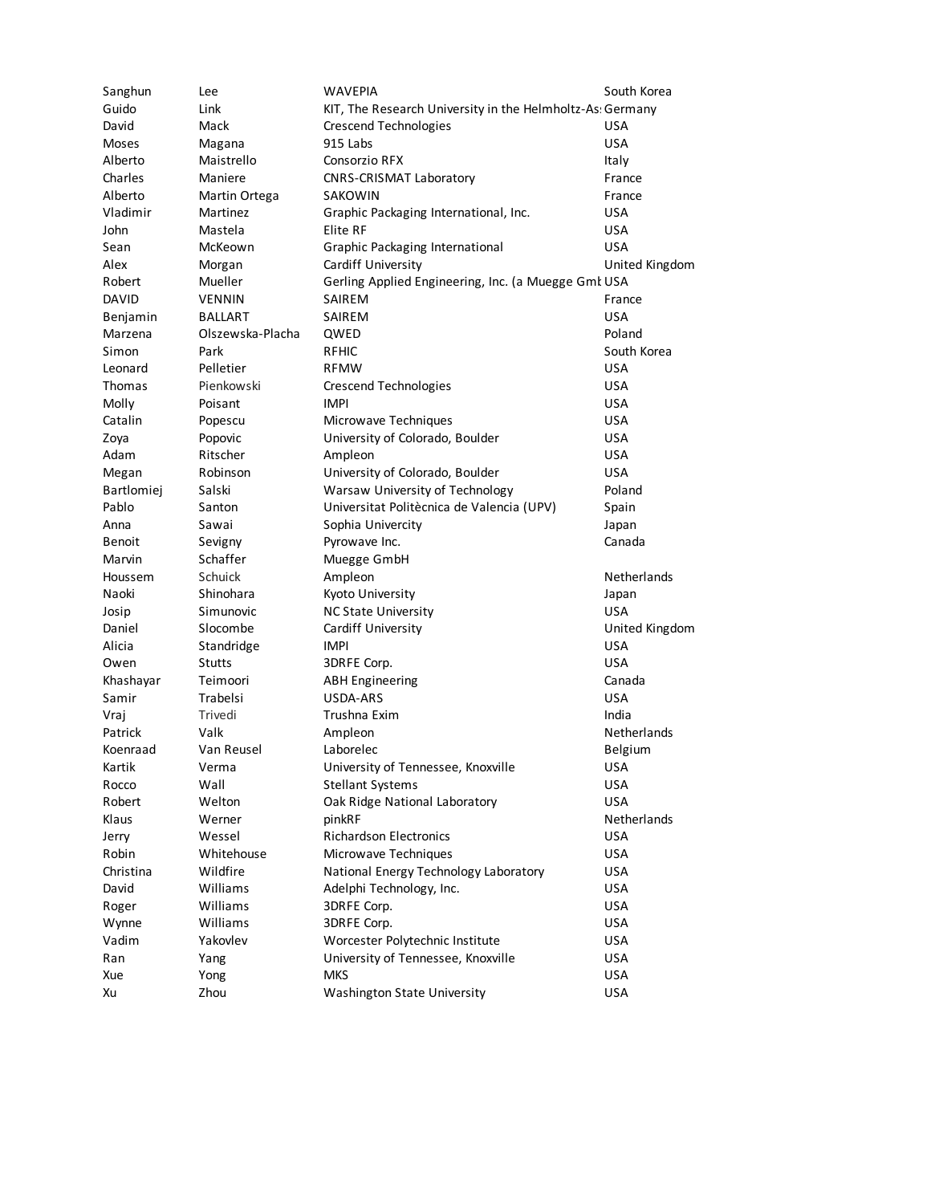| | | | |
|---|---|---|---|
| Sanghun | Lee | WAVEPIA | South Korea |
| Guido | Link | KIT, The Research University in the Helmholtz-As | Germany |
| David | Mack | Crescend Technologies | USA |
| Moses | Magana | 915 Labs | USA |
| Alberto | Maistrello | Consorzio RFX | Italy |
| Charles | Maniere | CNRS-CRISMAT Laboratory | France |
| Alberto | Martin Ortega | SAKOWIN | France |
| Vladimir | Martinez | Graphic Packaging International, Inc. | USA |
| John | Mastela | Elite RF | USA |
| Sean | McKeown | Graphic Packaging International | USA |
| Alex | Morgan | Cardiff University | United Kingdom |
| Robert | Mueller | Gerling Applied Engineering, Inc. (a Muegge Gmb | USA |
| DAVID | VENNIN | SAIREM | France |
| Benjamin | BALLART | SAIREM | USA |
| Marzena | Olszewska-Placha | QWED | Poland |
| Simon | Park | RFHIC | South Korea |
| Leonard | Pelletier | RFMW | USA |
| Thomas | Pienkowski | Crescend Technologies | USA |
| Molly | Poisant | IMPI | USA |
| Catalin | Popescu | Microwave Techniques | USA |
| Zoya | Popovic | University of Colorado, Boulder | USA |
| Adam | Ritscher | Ampleon | USA |
| Megan | Robinson | University of Colorado, Boulder | USA |
| Bartlomiej | Salski | Warsaw University of Technology | Poland |
| Pablo | Santon | Universitat Politècnica de Valencia (UPV) | Spain |
| Anna | Sawai | Sophia Univercity | Japan |
| Benoit | Sevigny | Pyrowave Inc. | Canada |
| Marvin | Schaffer | Muegge GmbH | |
| Houssem | Schuick | Ampleon | Netherlands |
| Naoki | Shinohara | Kyoto University | Japan |
| Josip | Simunovic | NC State University | USA |
| Daniel | Slocombe | Cardiff University | United Kingdom |
| Alicia | Standridge | IMPI | USA |
| Owen | Stutts | 3DRFE Corp. | USA |
| Khashayar | Teimoori | ABH Engineering | Canada |
| Samir | Trabelsi | USDA-ARS | USA |
| Vraj | Trivedi | Trushna Exim | India |
| Patrick | Valk | Ampleon | Netherlands |
| Koenraad | Van Reusel | Laborelec | Belgium |
| Kartik | Verma | University of Tennessee, Knoxville | USA |
| Rocco | Wall | Stellant Systems | USA |
| Robert | Welton | Oak Ridge National Laboratory | USA |
| Klaus | Werner | pinkRF | Netherlands |
| Jerry | Wessel | Richardson Electronics | USA |
| Robin | Whitehouse | Microwave Techniques | USA |
| Christina | Wildfire | National Energy Technology Laboratory | USA |
| David | Williams | Adelphi Technology, Inc. | USA |
| Roger | Williams | 3DRFE Corp. | USA |
| Wynne | Williams | 3DRFE Corp. | USA |
| Vadim | Yakovlev | Worcester Polytechnic Institute | USA |
| Ran | Yang | University of Tennessee, Knoxville | USA |
| Xue | Yong | MKS | USA |
| Xu | Zhou | Washington State University | USA |